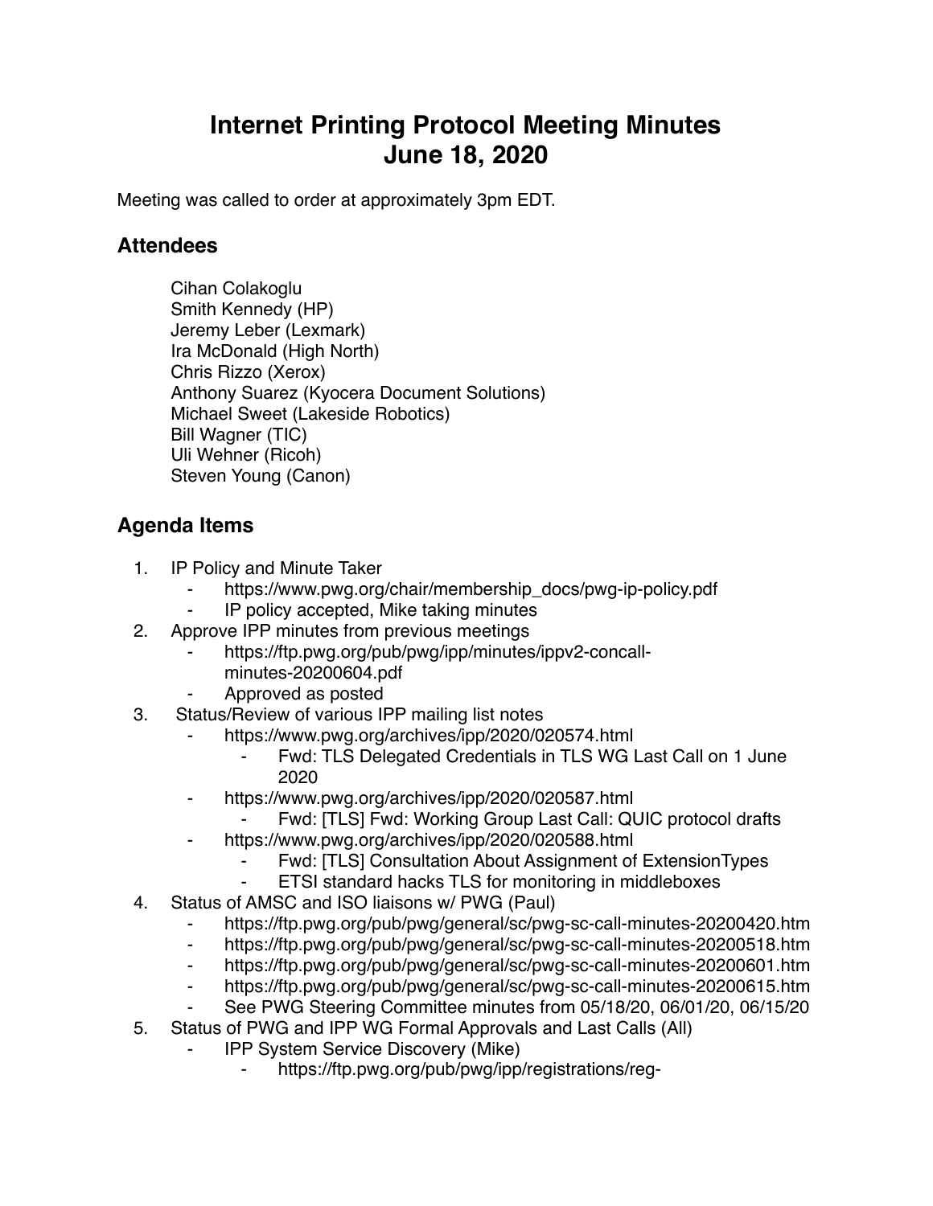# Internet Printing Protocol Meeting Minutes
# June 18, 2020

Meeting was called to order at approximately 3pm EDT.

## Attendees

Cihan Colakoglu
Smith Kennedy (HP)
Jeremy Leber (Lexmark)
Ira McDonald (High North)
Chris Rizzo (Xerox)
Anthony Suarez (Kyocera Document Solutions)
Michael Sweet (Lakeside Robotics)
Bill Wagner (TIC)
Uli Wehner (Ricoh)
Steven Young (Canon)

## Agenda Items

1. IP Policy and Minute Taker
    - https://www.pwg.org/chair/membership_docs/pwg-ip-policy.pdf
    - IP policy accepted, Mike taking minutes
2. Approve IPP minutes from previous meetings
    - https://ftp.pwg.org/pub/pwg/ipp/minutes/ippv2-concall-minutes-20200604.pdf
    - Approved as posted
3. Status/Review of various IPP mailing list notes
    - https://www.pwg.org/archives/ipp/2020/020574.html
        - Fwd: TLS Delegated Credentials in TLS WG Last Call on 1 June 2020
    - https://www.pwg.org/archives/ipp/2020/020587.html
        - Fwd: [TLS] Fwd: Working Group Last Call: QUIC protocol drafts
    - https://www.pwg.org/archives/ipp/2020/020588.html
        - Fwd: [TLS] Consultation About Assignment of ExtensionTypes
        - ETSI standard hacks TLS for monitoring in middleboxes
4. Status of AMSC and ISO liaisons w/ PWG (Paul)
    - https://ftp.pwg.org/pub/pwg/general/sc/pwg-sc-call-minutes-20200420.htm
    - https://ftp.pwg.org/pub/pwg/general/sc/pwg-sc-call-minutes-20200518.htm
    - https://ftp.pwg.org/pub/pwg/general/sc/pwg-sc-call-minutes-20200601.htm
    - https://ftp.pwg.org/pub/pwg/general/sc/pwg-sc-call-minutes-20200615.htm
    - See PWG Steering Committee minutes from 05/18/20, 06/01/20, 06/15/20
5. Status of PWG and IPP WG Formal Approvals and Last Calls (All)
    - IPP System Service Discovery (Mike)
        - https://ftp.pwg.org/pub/pwg/ipp/registrations/reg-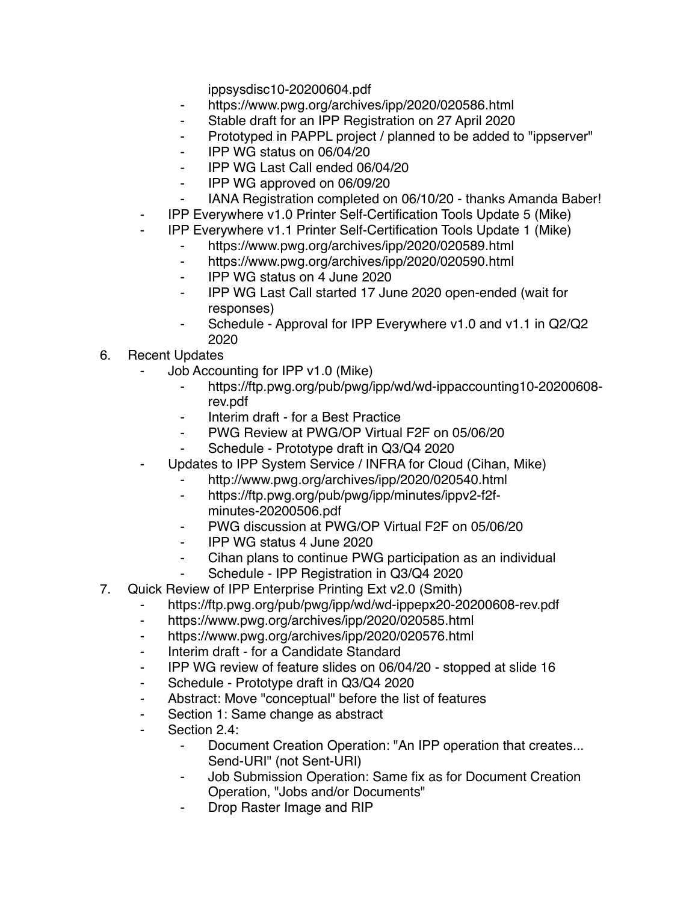ippsysdisc10-20200604.pdf
        - https://www.pwg.org/archives/ipp/2020/020586.html
        - Stable draft for an IPP Registration on 27 April 2020
        - Prototyped in PAPPL project / planned to be added to "ippserver"
        - IPP WG status on 06/04/20
        - IPP WG Last Call ended 06/04/20
        - IPP WG approved on 06/09/20
        - IANA Registration completed on 06/10/20 - thanks Amanda Baber!
    - IPP Everywhere v1.0 Printer Self-Certification Tools Update 5 (Mike)
    - IPP Everywhere v1.1 Printer Self-Certification Tools Update 1 (Mike)
        - https://www.pwg.org/archives/ipp/2020/020589.html
        - https://www.pwg.org/archives/ipp/2020/020590.html
        - IPP WG status on 4 June 2020
        - IPP WG Last Call started 17 June 2020 open-ended (wait for responses)
        - Schedule - Approval for IPP Everywhere v1.0 and v1.1 in Q2/Q2 2020

6. Recent Updates
    - Job Accounting for IPP v1.0 (Mike)
        - https://ftp.pwg.org/pub/pwg/ipp/wd/wd-ippaccounting10-20200608-rev.pdf
        - Interim draft - for a Best Practice
        - PWG Review at PWG/OP Virtual F2F on 05/06/20
        - Schedule - Prototype draft in Q3/Q4 2020
    - Updates to IPP System Service / INFRA for Cloud (Cihan, Mike)
        - http://www.pwg.org/archives/ipp/2020/020540.html
        - https://ftp.pwg.org/pub/pwg/ipp/minutes/ippv2-f2f-minutes-20200506.pdf
        - PWG discussion at PWG/OP Virtual F2F on 05/06/20
        - IPP WG status 4 June 2020
        - Cihan plans to continue PWG participation as an individual
        - Schedule - IPP Registration in Q3/Q4 2020

7. Quick Review of IPP Enterprise Printing Ext v2.0 (Smith)
    - https://ftp.pwg.org/pub/pwg/ipp/wd/wd-ippepx20-20200608-rev.pdf
    - https://www.pwg.org/archives/ipp/2020/020585.html
    - https://www.pwg.org/archives/ipp/2020/020576.html
    - Interim draft - for a Candidate Standard
    - IPP WG review of feature slides on 06/04/20 - stopped at slide 16
    - Schedule - Prototype draft in Q3/Q4 2020
    - Abstract: Move "conceptual" before the list of features
    - Section 1: Same change as abstract
    - Section 2.4:
        - Document Creation Operation: "An IPP operation that creates... Send-URI" (not Sent-URI)
        - Job Submission Operation: Same fix as for Document Creation Operation, "Jobs and/or Documents"
        - Drop Raster Image and RIP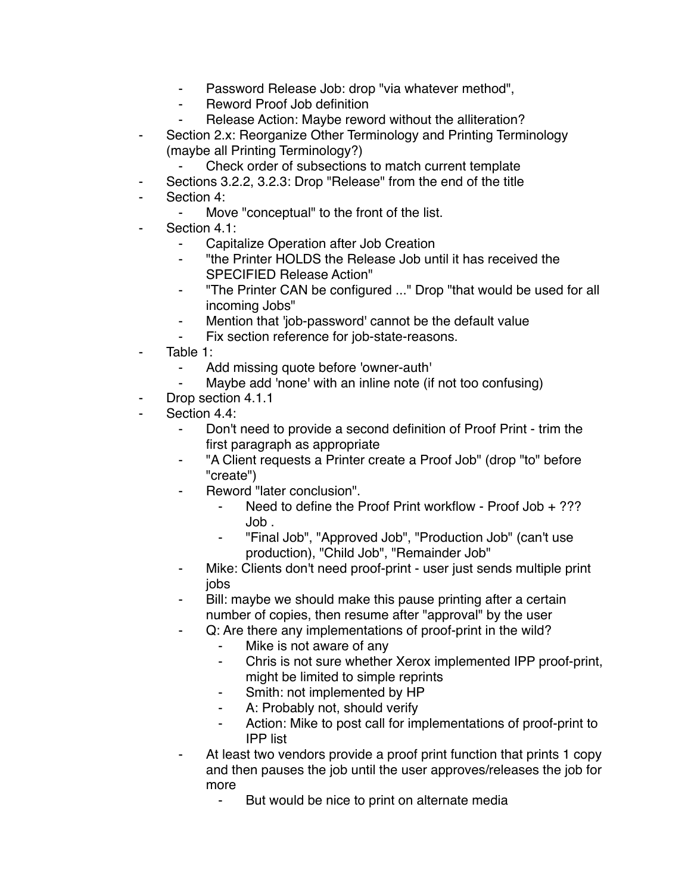- Password Release Job: drop "via whatever method",
    - Reword Proof Job definition
    - Release Action: Maybe reword without the alliteration?
- Section 2.x: Reorganize Other Terminology and Printing Terminology (maybe all Printing Terminology?)
    - Check order of subsections to match current template
- Sections 3.2.2, 3.2.3: Drop "Release" from the end of the title
- Section 4:
    - Move "conceptual" to the front of the list.
- Section 4.1:
    - Capitalize Operation after Job Creation
    - "the Printer HOLDS the Release Job until it has received the SPECIFIED Release Action"
    - "The Printer CAN be configured ..." Drop "that would be used for all incoming Jobs"
    - Mention that 'job-password' cannot be the default value
    - Fix section reference for job-state-reasons.
- Table 1:
    - Add missing quote before 'owner-auth'
    - Maybe add 'none' with an inline note (if not too confusing)
- Drop section 4.1.1
- Section 4.4:
    - Don't need to provide a second definition of Proof Print - trim the first paragraph as appropriate
    - "A Client requests a Printer create a Proof Job" (drop "to" before "create")
    - Reword "later conclusion".
        - Need to define the Proof Print workflow - Proof Job + ??? Job .
        - "Final Job", "Approved Job", "Production Job" (can't use production), "Child Job", "Remainder Job"
    - Mike: Clients don't need proof-print - user just sends multiple print jobs
    - Bill: maybe we should make this pause printing after a certain number of copies, then resume after "approval" by the user
    - Q: Are there any implementations of proof-print in the wild?
        - Mike is not aware of any
        - Chris is not sure whether Xerox implemented IPP proof-print, might be limited to simple reprints
        - Smith: not implemented by HP
        - A: Probably not, should verify
        - Action: Mike to post call for implementations of proof-print to IPP list
    - At least two vendors provide a proof print function that prints 1 copy and then pauses the job until the user approves/releases the job for more
        - But would be nice to print on alternate media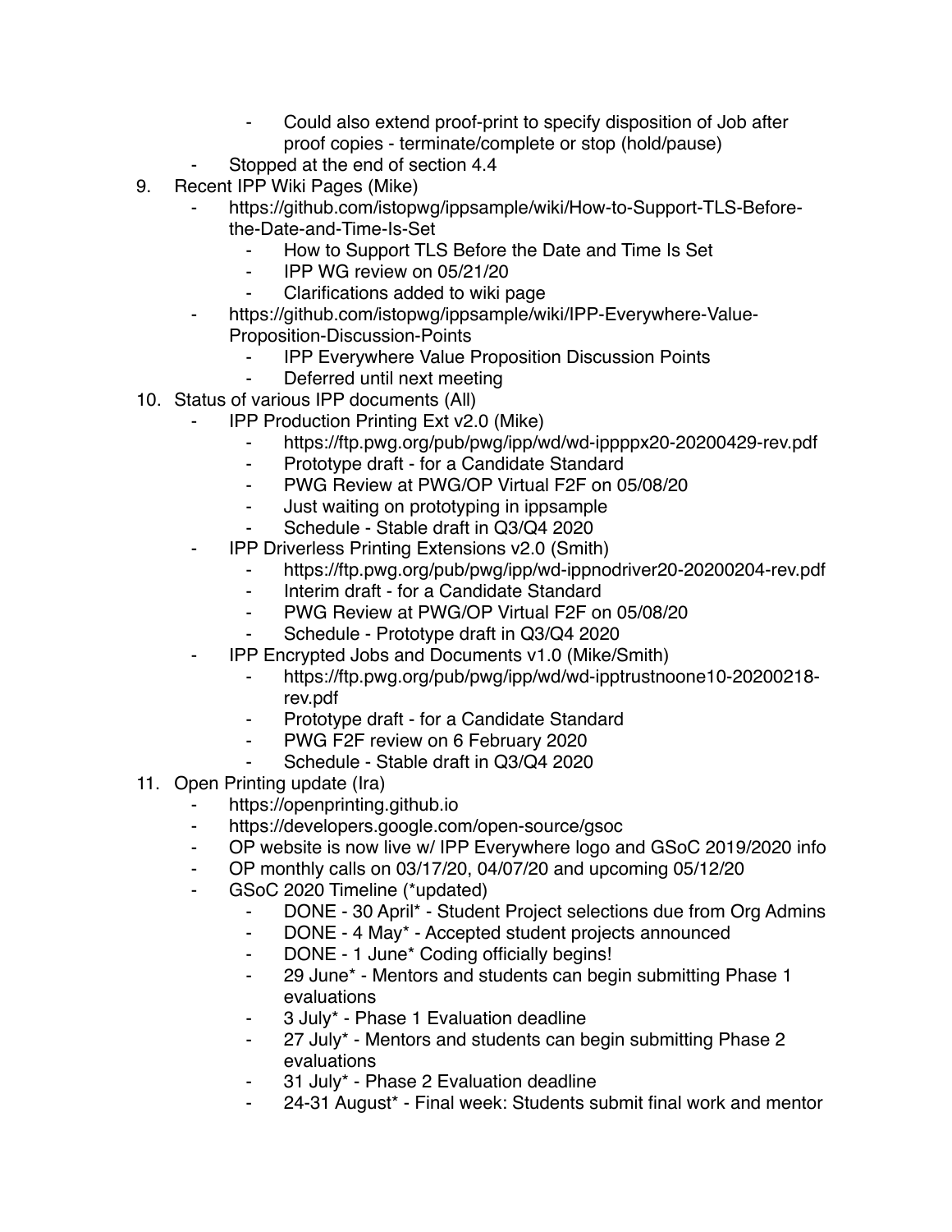- Could also extend proof-print to specify disposition of Job after proof copies - terminate/complete or stop (hold/pause)
    - Stopped at the end of section 4.4

9. Recent IPP Wiki Pages (Mike)
    - https://github.com/istopwg/ippsample/wiki/How-to-Support-TLS-Before-the-Date-and-Time-Is-Set
        - How to Support TLS Before the Date and Time Is Set
        - IPP WG review on 05/21/20
        - Clarifications added to wiki page
    - https://github.com/istopwg/ippsample/wiki/IPP-Everywhere-Value-Proposition-Discussion-Points
        - IPP Everywhere Value Proposition Discussion Points
        - Deferred until next meeting
10. Status of various IPP documents (All)
    - IPP Production Printing Ext v2.0 (Mike)
        - https://ftp.pwg.org/pub/pwg/ipp/wd/wd-ippppx20-20200429-rev.pdf
        - Prototype draft - for a Candidate Standard
        - PWG Review at PWG/OP Virtual F2F on 05/08/20
        - Just waiting on prototyping in ippsample
        - Schedule - Stable draft in Q3/Q4 2020
    - IPP Driverless Printing Extensions v2.0 (Smith)
        - https://ftp.pwg.org/pub/pwg/ipp/wd-ippnodriver20-20200204-rev.pdf
        - Interim draft - for a Candidate Standard
        - PWG Review at PWG/OP Virtual F2F on 05/08/20
        - Schedule - Prototype draft in Q3/Q4 2020
    - IPP Encrypted Jobs and Documents v1.0 (Mike/Smith)
        - https://ftp.pwg.org/pub/pwg/ipp/wd/wd-ipptrustnoone10-20200218-rev.pdf
        - Prototype draft - for a Candidate Standard
        - PWG F2F review on 6 February 2020
        - Schedule - Stable draft in Q3/Q4 2020
11. Open Printing update (Ira)
    - https://openprinting.github.io
    - https://developers.google.com/open-source/gsoc
    - OP website is now live w/ IPP Everywhere logo and GSoC 2019/2020 info
    - OP monthly calls on 03/17/20, 04/07/20 and upcoming 05/12/20
    - GSoC 2020 Timeline (*updated)
        - DONE - 30 April* - Student Project selections due from Org Admins
        - DONE - 4 May* - Accepted student projects announced
        - DONE - 1 June* Coding officially begins!
        - 29 June* - Mentors and students can begin submitting Phase 1 evaluations
        - 3 July* - Phase 1 Evaluation deadline
        - 27 July* - Mentors and students can begin submitting Phase 2 evaluations
        - 31 July* - Phase 2 Evaluation deadline
        - 24-31 August* - Final week: Students submit final work and mentor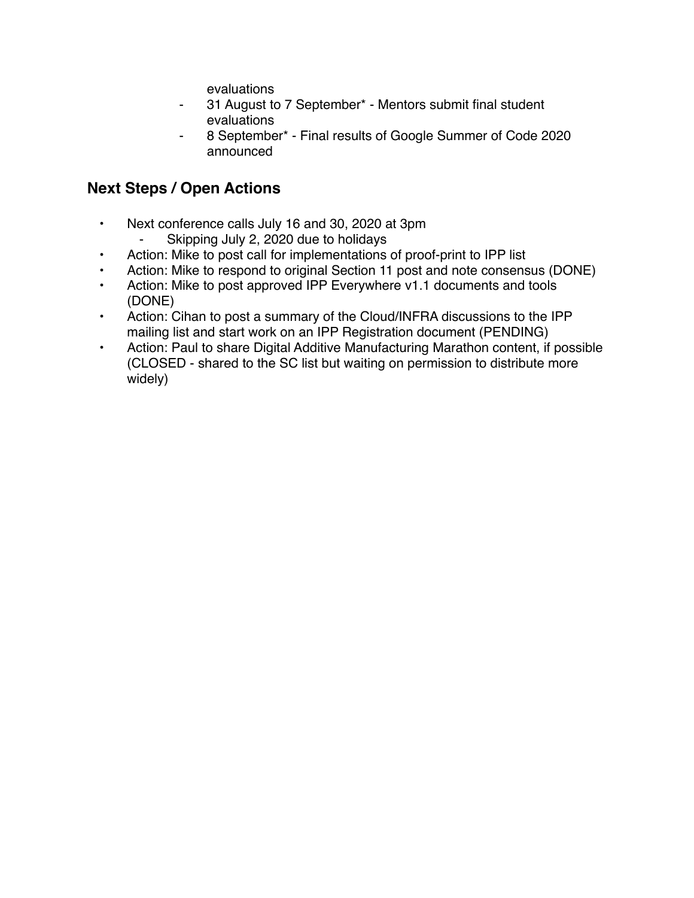evaluations
- 31 August to 7 September* - Mentors submit final student evaluations
- 8 September* - Final results of Google Summer of Code 2020 announced

## Next Steps / Open Actions

- Next conference calls July 16 and 30, 2020 at 3pm
  - Skipping July 2, 2020 due to holidays
- Action: Mike to post call for implementations of proof-print to IPP list
- Action: Mike to respond to original Section 11 post and note consensus (DONE)
- Action: Mike to post approved IPP Everywhere v1.1 documents and tools (DONE)
- Action: Cihan to post a summary of the Cloud/INFRA discussions to the IPP mailing list and start work on an IPP Registration document (PENDING)
- Action: Paul to share Digital Additive Manufacturing Marathon content, if possible (CLOSED - shared to the SC list but waiting on permission to distribute more widely)